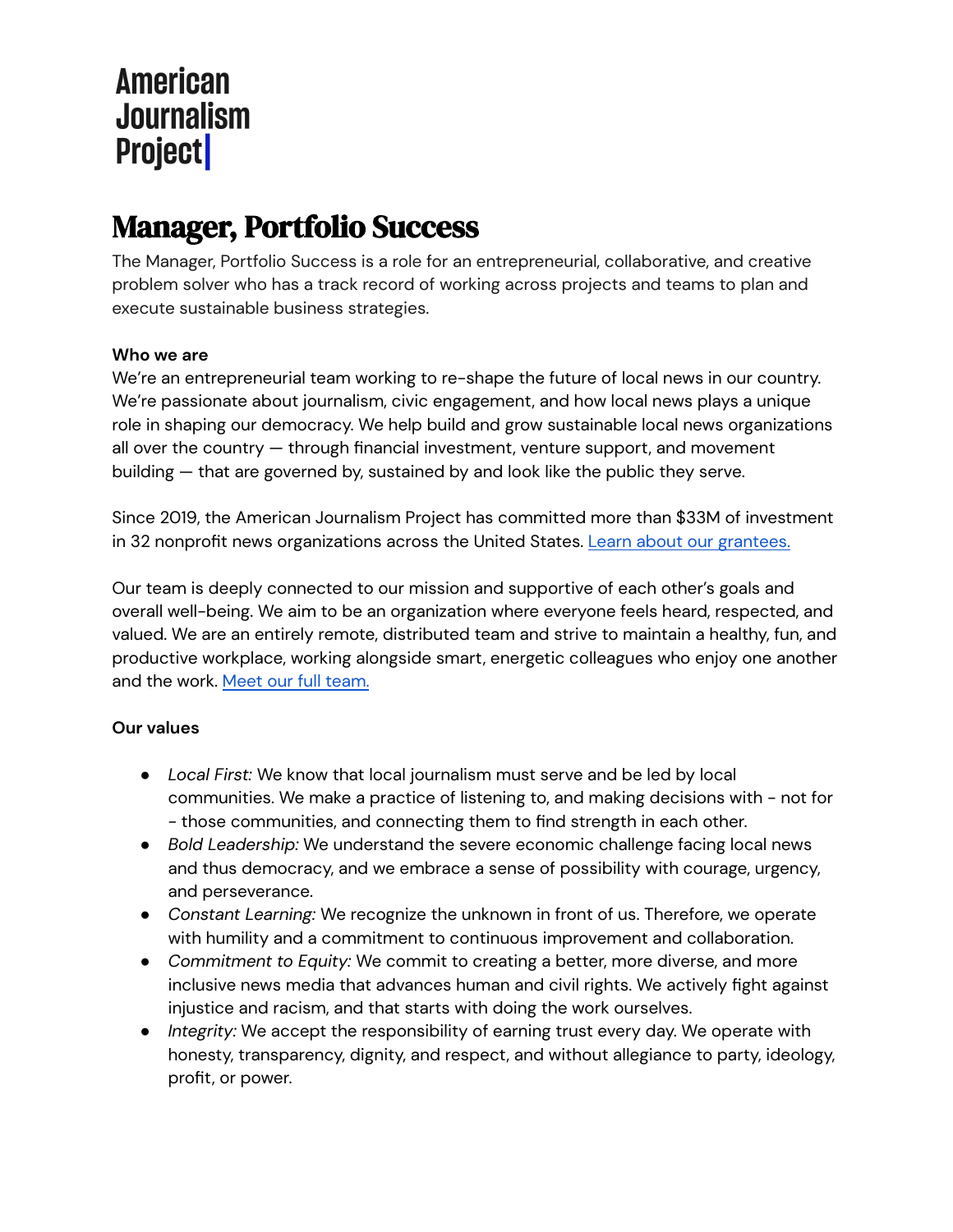American Journalism Project

# Manager, Portfolio Success

The Manager, Portfolio Success is a role for an entrepreneurial, collaborative, and creative problem solver who has a track record of working across projects and teams to plan and execute sustainable business strategies.

**Who we are**

We're an entrepreneurial team working to re-shape the future of local news in our country. We're passionate about journalism, civic engagement, and how local news plays a unique role in shaping our democracy. We help build and grow sustainable local news organizations all over the country — through financial investment, venture support, and movement building — that are governed by, sustained by and look like the public they serve.

Since 2019, the American Journalism Project has committed more than $33M of investment in 32 nonprofit news organizations across the United States. [Learn about our grantees.]()

Our team is deeply connected to our mission and supportive of each other's goals and overall well-being. We aim to be an organization where everyone feels heard, respected, and valued. We are an entirely remote, distributed team and strive to maintain a healthy, fun, and productive workplace, working alongside smart, energetic colleagues who enjoy one another and the work. [Meet our full team.]()

**Our values**

- *Local First:* We know that local journalism must serve and be led by local communities. We make a practice of listening to, and making decisions with - not for - those communities, and connecting them to find strength in each other.
- *Bold Leadership:* We understand the severe economic challenge facing local news and thus democracy, and we embrace a sense of possibility with courage, urgency, and perseverance.
- *Constant Learning:* We recognize the unknown in front of us. Therefore, we operate with humility and a commitment to continuous improvement and collaboration.
- *Commitment to Equity:* We commit to creating a better, more diverse, and more inclusive news media that advances human and civil rights. We actively fight against injustice and racism, and that starts with doing the work ourselves.
- *Integrity:* We accept the responsibility of earning trust every day. We operate with honesty, transparency, dignity, and respect, and without allegiance to party, ideology, profit, or power.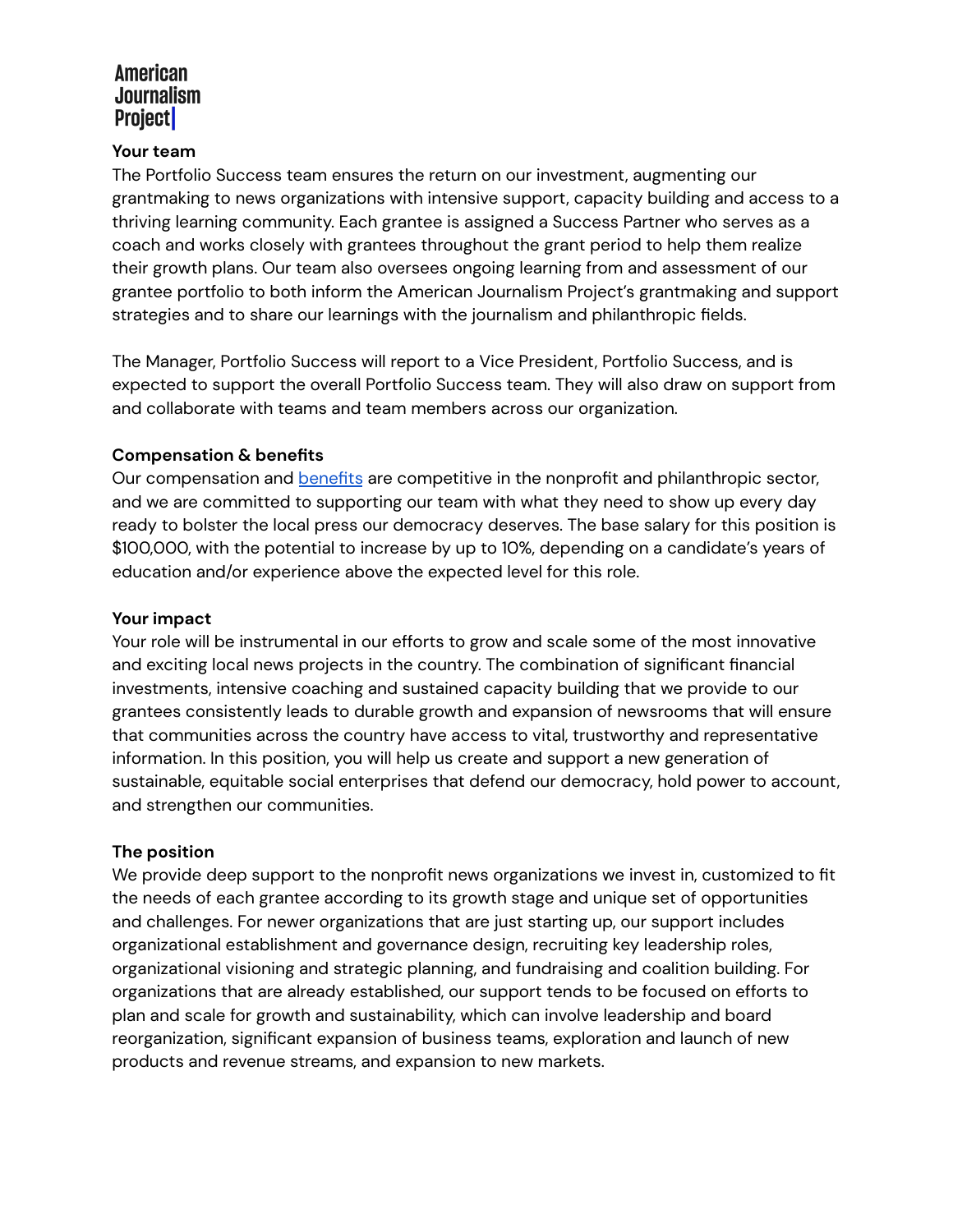### Your team

The Portfolio Success team ensures the return on our investment, augmenting our grantmaking to news organizations with intensive support, capacity building and access to a thriving learning community. Each grantee is assigned a Success Partner who serves as a coach and works closely with grantees throughout the grant period to help them realize their growth plans. Our team also oversees ongoing learning from and assessment of our grantee portfolio to both inform the American Journalism Project's grantmaking and support strategies and to share our learnings with the journalism and philanthropic fields.

The Manager, Portfolio Success will report to a Vice President, Portfolio Success, and is expected to support the overall Portfolio Success team. They will also draw on support from and collaborate with teams and team members across our organization.

### Compensation & benefits

Our compensation and benefits are competitive in the nonprofit and philanthropic sector, and we are committed to supporting our team with what they need to show up every day ready to bolster the local press our democracy deserves. The base salary for this position is $100,000, with the potential to increase by up to 10%, depending on a candidate's years of education and/or experience above the expected level for this role.

### Your impact

Your role will be instrumental in our efforts to grow and scale some of the most innovative and exciting local news projects in the country. The combination of significant financial investments, intensive coaching and sustained capacity building that we provide to our grantees consistently leads to durable growth and expansion of newsrooms that will ensure that communities across the country have access to vital, trustworthy and representative information. In this position, you will help us create and support a new generation of sustainable, equitable social enterprises that defend our democracy, hold power to account, and strengthen our communities.

### The position

We provide deep support to the nonprofit news organizations we invest in, customized to fit the needs of each grantee according to its growth stage and unique set of opportunities and challenges. For newer organizations that are just starting up, our support includes organizational establishment and governance design, recruiting key leadership roles, organizational visioning and strategic planning, and fundraising and coalition building. For organizations that are already established, our support tends to be focused on efforts to plan and scale for growth and sustainability, which can involve leadership and board reorganization, significant expansion of business teams, exploration and launch of new products and revenue streams, and expansion to new markets.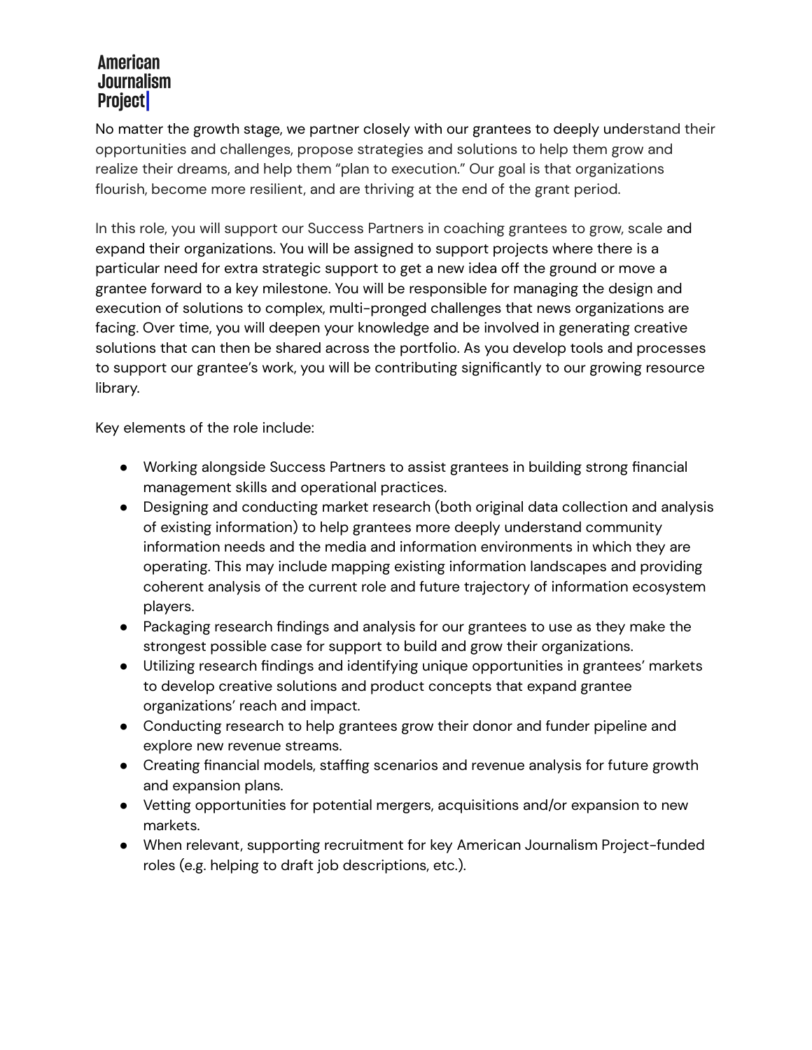No matter the growth stage, we partner closely with our grantees to deeply understand their opportunities and challenges, propose strategies and solutions to help them grow and realize their dreams, and help them "plan to execution." Our goal is that organizations flourish, become more resilient, and are thriving at the end of the grant period.

In this role, you will support our Success Partners in coaching grantees to grow, scale and expand their organizations. You will be assigned to support projects where there is a particular need for extra strategic support to get a new idea off the ground or move a grantee forward to a key milestone. You will be responsible for managing the design and execution of solutions to complex, multi-pronged challenges that news organizations are facing. Over time, you will deepen your knowledge and be involved in generating creative solutions that can then be shared across the portfolio. As you develop tools and processes to support our grantee's work, you will be contributing significantly to our growing resource library.

Key elements of the role include:

- Working alongside Success Partners to assist grantees in building strong financial management skills and operational practices.
- Designing and conducting market research (both original data collection and analysis of existing information) to help grantees more deeply understand community information needs and the media and information environments in which they are operating. This may include mapping existing information landscapes and providing coherent analysis of the current role and future trajectory of information ecosystem players.
- Packaging research findings and analysis for our grantees to use as they make the strongest possible case for support to build and grow their organizations.
- Utilizing research findings and identifying unique opportunities in grantees' markets to develop creative solutions and product concepts that expand grantee organizations' reach and impact.
- Conducting research to help grantees grow their donor and funder pipeline and explore new revenue streams.
- Creating financial models, staffing scenarios and revenue analysis for future growth and expansion plans.
- Vetting opportunities for potential mergers, acquisitions and/or expansion to new markets.
- When relevant, supporting recruitment for key American Journalism Project-funded roles (e.g. helping to draft job descriptions, etc.).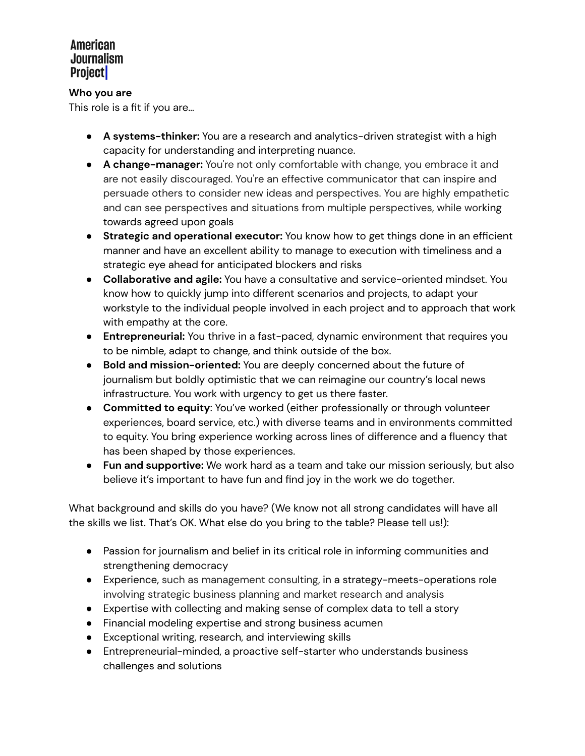**Who you are**

This role is a fit if you are…

- **A systems-thinker:** You are a research and analytics-driven strategist with a high capacity for understanding and interpreting nuance.
- **A change-manager:** You're not only comfortable with change, you embrace it and are not easily discouraged. You're an effective communicator that can inspire and persuade others to consider new ideas and perspectives. You are highly empathetic and can see perspectives and situations from multiple perspectives, while working towards agreed upon goals
- **Strategic and operational executor:** You know how to get things done in an efficient manner and have an excellent ability to manage to execution with timeliness and a strategic eye ahead for anticipated blockers and risks
- **Collaborative and agile:** You have a consultative and service-oriented mindset. You know how to quickly jump into different scenarios and projects, to adapt your workstyle to the individual people involved in each project and to approach that work with empathy at the core.
- **Entrepreneurial:** You thrive in a fast-paced, dynamic environment that requires you to be nimble, adapt to change, and think outside of the box.
- **Bold and mission-oriented:** You are deeply concerned about the future of journalism but boldly optimistic that we can reimagine our country's local news infrastructure. You work with urgency to get us there faster.
- **Committed to equity**: You've worked (either professionally or through volunteer experiences, board service, etc.) with diverse teams and in environments committed to equity. You bring experience working across lines of difference and a fluency that has been shaped by those experiences.
- **Fun and supportive:** We work hard as a team and take our mission seriously, but also believe it's important to have fun and find joy in the work we do together.

What background and skills do you have? (We know not all strong candidates will have all the skills we list. That's OK. What else do you bring to the table? Please tell us!):

- Passion for journalism and belief in its critical role in informing communities and strengthening democracy
- Experience, such as management consulting, in a strategy-meets-operations role involving strategic business planning and market research and analysis
- Expertise with collecting and making sense of complex data to tell a story
- Financial modeling expertise and strong business acumen
- Exceptional writing, research, and interviewing skills
- Entrepreneurial-minded, a proactive self-starter who understands business challenges and solutions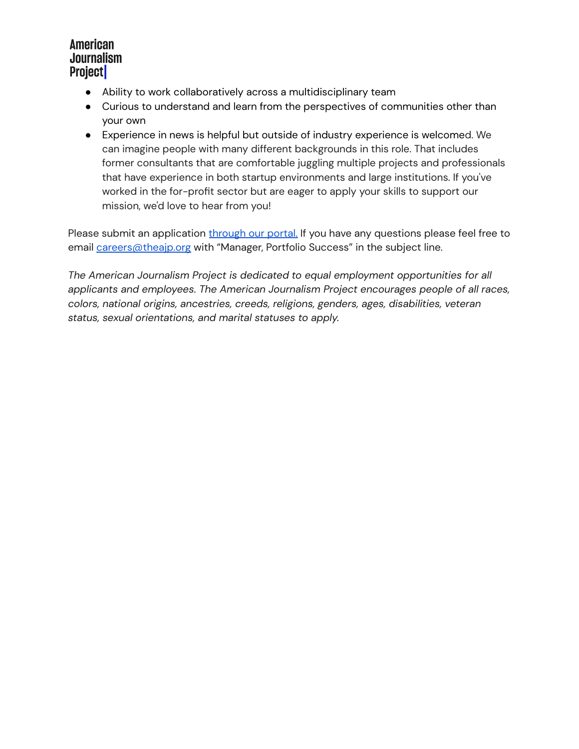- Ability to work collaboratively across a multidisciplinary team
- Curious to understand and learn from the perspectives of communities other than your own
- Experience in news is helpful but outside of industry experience is welcomed. We can imagine people with many different backgrounds in this role. That includes former consultants that are comfortable juggling multiple projects and professionals that have experience in both startup environments and large institutions. If you've worked in the for-profit sector but are eager to apply your skills to support our mission, we'd love to hear from you!

Please submit an application through our portal. If you have any questions please feel free to email careers@theajp.org with "Manager, Portfolio Success" in the subject line.

*The American Journalism Project is dedicated to equal employment opportunities for all applicants and employees. The American Journalism Project encourages people of all races, colors, national origins, ancestries, creeds, religions, genders, ages, disabilities, veteran status, sexual orientations, and marital statuses to apply.*